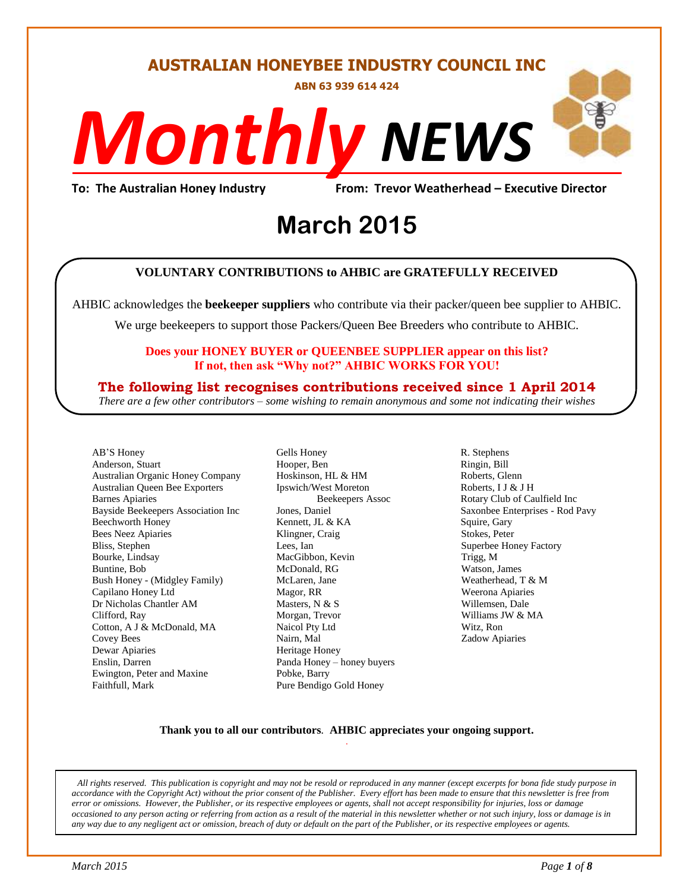# AUSTRALIAN HONEYBEE INDUSTRY COUNCIL INC

**ABN 63 939 614 424**

# *Monthly NEWS*

**To: The Australian Honey Industry** **From: Trevor Weatherhead – Executive Director**

## March 2015

**VOLUNTARY CONTRIBUTIONS to AHBIC are GRATEFULLY RECEIVED**

AHBIC acknowledges the **beekeeper suppliers** who contribute via their packer/queen bee supplier to AHBIC.

We urge beekeepers to support those Packers/Queen Bee Breeders who contribute to AHBIC.

**Does your HONEY BUYER or QUEENBEE SUPPLIER appear on this list?**
**If not, then ask "Why not?" AHBIC WORKS FOR YOU!**

**The following list recognises contributions received since 1 April 2014**

*There are a few other contributors – some wishing to remain anonymous and some not indicating their wishes*

AB'S Honey
Anderson, Stuart
Australian Organic Honey Company
Australian Queen Bee Exporters
Barnes Apiaries
Bayside Beekeepers Association Inc
Beechworth Honey
Bees Neez Apiaries
Bliss, Stephen
Bourke, Lindsay
Buntine, Bob
Bush Honey - (Midgley Family)
Capilano Honey Ltd
Dr Nicholas Chantler AM
Clifford, Ray
Cotton, A J & McDonald, MA
Covey Bees
Dewar Apiaries
Enslin, Darren
Ewington, Peter and Maxine
Faithfull, Mark
Gells Honey
Hooper, Ben
Hoskinson, HL & HM
Ipswich/West Moreton Beekeepers Assoc
Jones, Daniel
Kennett, JL & KA
Klingner, Craig
Lees, Ian
MacGibbon, Kevin
McDonald, RG
McLaren, Jane
Magor, RR
Masters, N & S
Morgan, Trevor
Naicol Pty Ltd
Nairn, Mal
Heritage Honey
Panda Honey – honey buyers
Pobke, Barry
Pure Bendigo Gold Honey
R. Stephens
Ringin, Bill
Roberts, Glenn
Roberts, I J & J H
Rotary Club of Caulfield Inc
Saxonbee Enterprises - Rod Pavy
Squire, Gary
Stokes, Peter
Superbee Honey Factory
Trigg, M
Watson, James
Weatherhead, T & M
Weerona Apiaries
Willemsen, Dale
Williams JW & MA
Witz, Ron
Zadow Apiaries

**Thank you to all our contributors. AHBIC appreciates your ongoing support.**

*All rights reserved. This publication is copyright and may not be resold or reproduced in any manner (except excerpts for bona fide study purpose in accordance with the Copyright Act) without the prior consent of the Publisher. Every effort has been made to ensure that this newsletter is free from error or omissions. However, the Publisher, or its respective employees or agents, shall not accept responsibility for injuries, loss or damage occasioned to any person acting or referring from action as a result of the material in this newsletter whether or not such injury, loss or damage is in any way due to any negligent act or omission, breach of duty or default on the part of the Publisher, or its respective employees or agents.*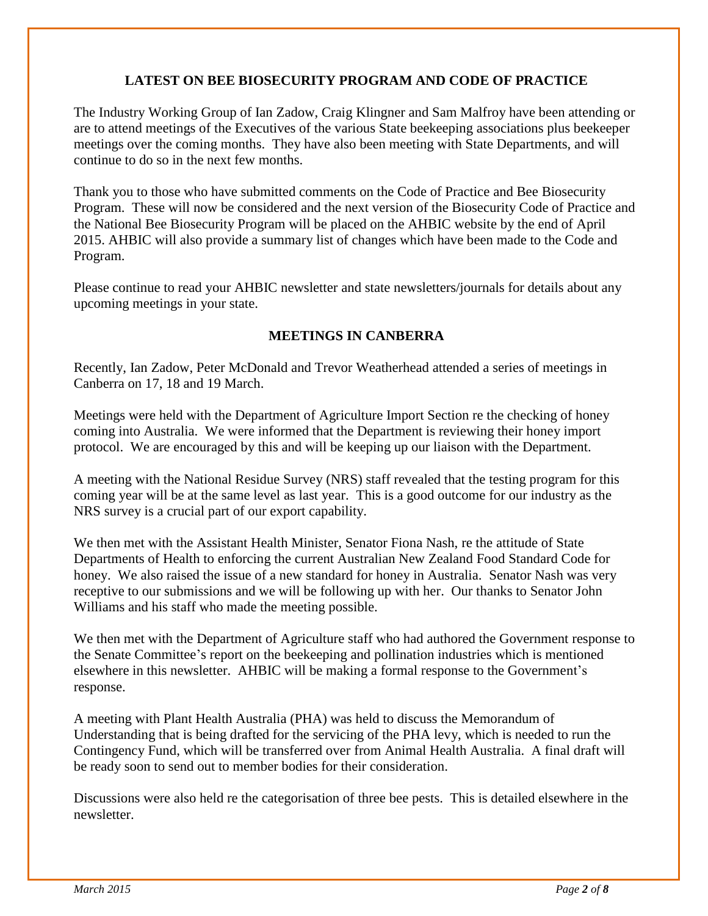## LATEST ON BEE BIOSECURITY PROGRAM AND CODE OF PRACTICE

The Industry Working Group of Ian Zadow, Craig Klingner and Sam Malfroy have been attending or are to attend meetings of the Executives of the various State beekeeping associations plus beekeeper meetings over the coming months. They have also been meeting with State Departments, and will continue to do so in the next few months.

Thank you to those who have submitted comments on the Code of Practice and Bee Biosecurity Program. These will now be considered and the next version of the Biosecurity Code of Practice and the National Bee Biosecurity Program will be placed on the AHBIC website by the end of April 2015. AHBIC will also provide a summary list of changes which have been made to the Code and Program.

Please continue to read your AHBIC newsletter and state newsletters/journals for details about any upcoming meetings in your state.

## MEETINGS IN CANBERRA

Recently, Ian Zadow, Peter McDonald and Trevor Weatherhead attended a series of meetings in Canberra on 17, 18 and 19 March.

Meetings were held with the Department of Agriculture Import Section re the checking of honey coming into Australia. We were informed that the Department is reviewing their honey import protocol. We are encouraged by this and will be keeping up our liaison with the Department.

A meeting with the National Residue Survey (NRS) staff revealed that the testing program for this coming year will be at the same level as last year. This is a good outcome for our industry as the NRS survey is a crucial part of our export capability.

We then met with the Assistant Health Minister, Senator Fiona Nash, re the attitude of State Departments of Health to enforcing the current Australian New Zealand Food Standard Code for honey. We also raised the issue of a new standard for honey in Australia. Senator Nash was very receptive to our submissions and we will be following up with her. Our thanks to Senator John Williams and his staff who made the meeting possible.

We then met with the Department of Agriculture staff who had authored the Government response to the Senate Committee's report on the beekeeping and pollination industries which is mentioned elsewhere in this newsletter. AHBIC will be making a formal response to the Government's response.

A meeting with Plant Health Australia (PHA) was held to discuss the Memorandum of Understanding that is being drafted for the servicing of the PHA levy, which is needed to run the Contingency Fund, which will be transferred over from Animal Health Australia. A final draft will be ready soon to send out to member bodies for their consideration.

Discussions were also held re the categorisation of three bee pests. This is detailed elsewhere in the newsletter.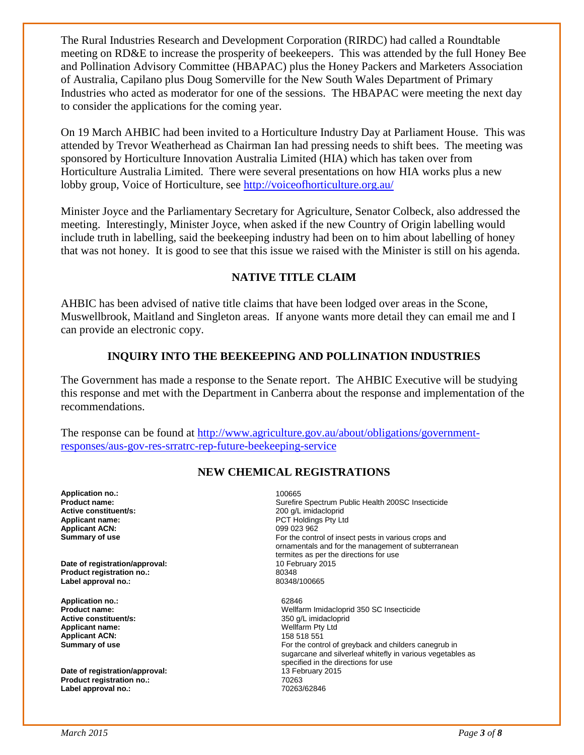The Rural Industries Research and Development Corporation (RIRDC) had called a Roundtable meeting on RD&E to increase the prosperity of beekeepers. This was attended by the full Honey Bee and Pollination Advisory Committee (HBAPAC) plus the Honey Packers and Marketers Association of Australia, Capilano plus Doug Somerville for the New South Wales Department of Primary Industries who acted as moderator for one of the sessions. The HBAPAC were meeting the next day to consider the applications for the coming year.

On 19 March AHBIC had been invited to a Horticulture Industry Day at Parliament House. This was attended by Trevor Weatherhead as Chairman Ian had pressing needs to shift bees. The meeting was sponsored by Horticulture Innovation Australia Limited (HIA) which has taken over from Horticulture Australia Limited. There were several presentations on how HIA works plus a new lobby group, Voice of Horticulture, see http://voiceofhorticulture.org.au/

Minister Joyce and the Parliamentary Secretary for Agriculture, Senator Colbeck, also addressed the meeting. Interestingly, Minister Joyce, when asked if the new Country of Origin labelling would include truth in labelling, said the beekeeping industry had been on to him about labelling of honey that was not honey. It is good to see that this issue we raised with the Minister is still on his agenda.

## NATIVE TITLE CLAIM

AHBIC has been advised of native title claims that have been lodged over areas in the Scone, Muswellbrook, Maitland and Singleton areas. If anyone wants more detail they can email me and I can provide an electronic copy.

## INQUIRY INTO THE BEEKEEPING AND POLLINATION INDUSTRIES

The Government has made a response to the Senate report. The AHBIC Executive will be studying this response and met with the Department in Canberra about the response and implementation of the recommendations.

The response can be found at http://www.agriculture.gov.au/about/obligations/government-responses/aus-gov-res-srratrc-rep-future-beekeeping-service

## NEW CHEMICAL REGISTRATIONS

| | |
|---|---|
| **Application no.:** | 100665 |
| **Product name:** | Surefire Spectrum Public Health 200SC Insecticide |
| **Active constituent/s:** | 200 g/L imidacloprid |
| **Applicant name:** | PCT Holdings Pty Ltd |
| **Applicant ACN:** | 099 023 962 |
| **Summary of use** | For the control of insect pests in various crops and ornamentals and for the management of subterranean termites as per the directions for use |
| **Date of registration/approval:** | 10 February 2015 |
| **Product registration no.:** | 80348 |
| **Label approval no.:** | 80348/100665 |

| | |
|---|---|
| **Application no.:** | 62846 |
| **Product name:** | Wellfarm Imidacloprid 350 SC Insecticide |
| **Active constituent/s:** | 350 g/L imidacloprid |
| **Applicant name:** | Wellfarm Pty Ltd |
| **Applicant ACN:** | 158 518 551 |
| **Summary of use** | For the control of greyback and childers canegrub in sugarcane and silverleaf whitefly in various vegetables as specified in the directions for use |
| **Date of registration/approval:** | 13 February 2015 |
| **Product registration no.:** | 70263 |
| **Label approval no.:** | 70263/62846 |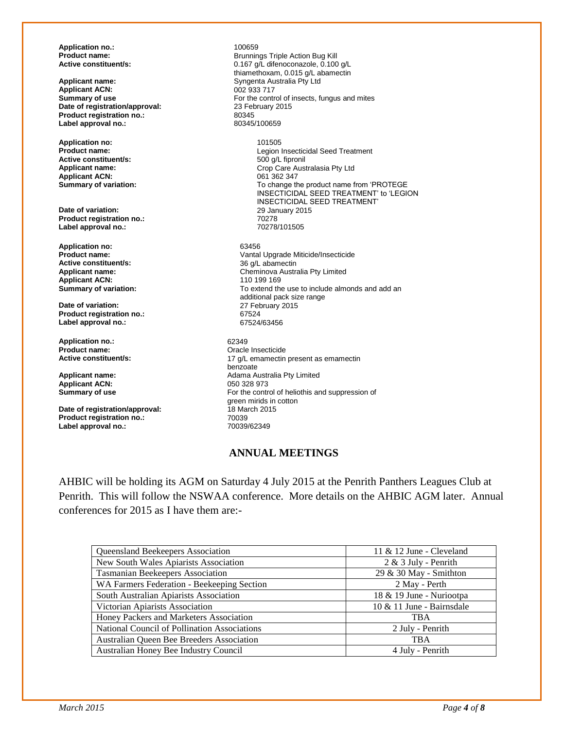**Application no.:** 100659
**Product name:** Brunnings Triple Action Bug Kill
**Active constituent/s:** 0.167 g/L difenoconazole, 0.100 g/L thiamethoxam, 0.015 g/L abamectin
**Applicant name:** Syngenta Australia Pty Ltd
**Applicant ACN:** 002 933 717
**Summary of use** For the control of insects, fungus and mites
**Date of registration/approval:** 23 February 2015
**Product registration no.:** 80345
**Label approval no.:** 80345/100659

**Application no:** 101505
**Product name:** Legion Insecticidal Seed Treatment
**Active constituent/s:** 500 g/L fipronil
**Applicant name:** Crop Care Australasia Pty Ltd
**Applicant ACN:** 061 362 347
**Summary of variation:** To change the product name from 'PROTEGE INSECTICIDAL SEED TREATMENT' to 'LEGION INSECTICIDAL SEED TREATMENT'
**Date of variation:** 29 January 2015
**Product registration no.:** 70278
**Label approval no.:** 70278/101505

**Application no:** 63456
**Product name:** Vantal Upgrade Miticide/Insecticide
**Active constituent/s:** 36 g/L abamectin
**Applicant name:** Cheminova Australia Pty Limited
**Applicant ACN:** 110 199 169
**Summary of variation:** To extend the use to include almonds and add an additional pack size range
**Date of variation:** 27 February 2015
**Product registration no.:** 67524
**Label approval no.:** 67524/63456

**Application no.:** 62349
**Product name:** Oracle Insecticide
**Active constituent/s:** 17 g/L emamectin present as emamectin benzoate
**Applicant name:** Adama Australia Pty Limited
**Applicant ACN:** 050 328 973
**Summary of use** For the control of heliothis and suppression of green mirids in cotton
**Date of registration/approval:** 18 March 2015
**Product registration no.:** 70039
**Label approval no.:** 70039/62349

## ANNUAL MEETINGS

AHBIC will be holding its AGM on Saturday 4 July 2015 at the Penrith Panthers Leagues Club at Penrith. This will follow the NSWAA conference. More details on the AHBIC AGM later. Annual conferences for 2015 as I have them are:-

| | |
|---|---|
| Queensland Beekeepers Association | 11 & 12 June - Cleveland |
| New South Wales Apiarists Association | 2 & 3 July - Penrith |
| Tasmanian Beekeepers Association | 29 & 30 May - Smithton |
| WA Farmers Federation - Beekeeping Section | 2 May - Perth |
| South Australian Apiarists Association | 18 & 19 June - Nuriootpa |
| Victorian Apiarists Association | 10 & 11 June - Bairnsdale |
| Honey Packers and Marketers Association | TBA |
| National Council of Pollination Associations | 2 July - Penrith |
| Australian Queen Bee Breeders Association | TBA |
| Australian Honey Bee Industry Council | 4 July - Penrith |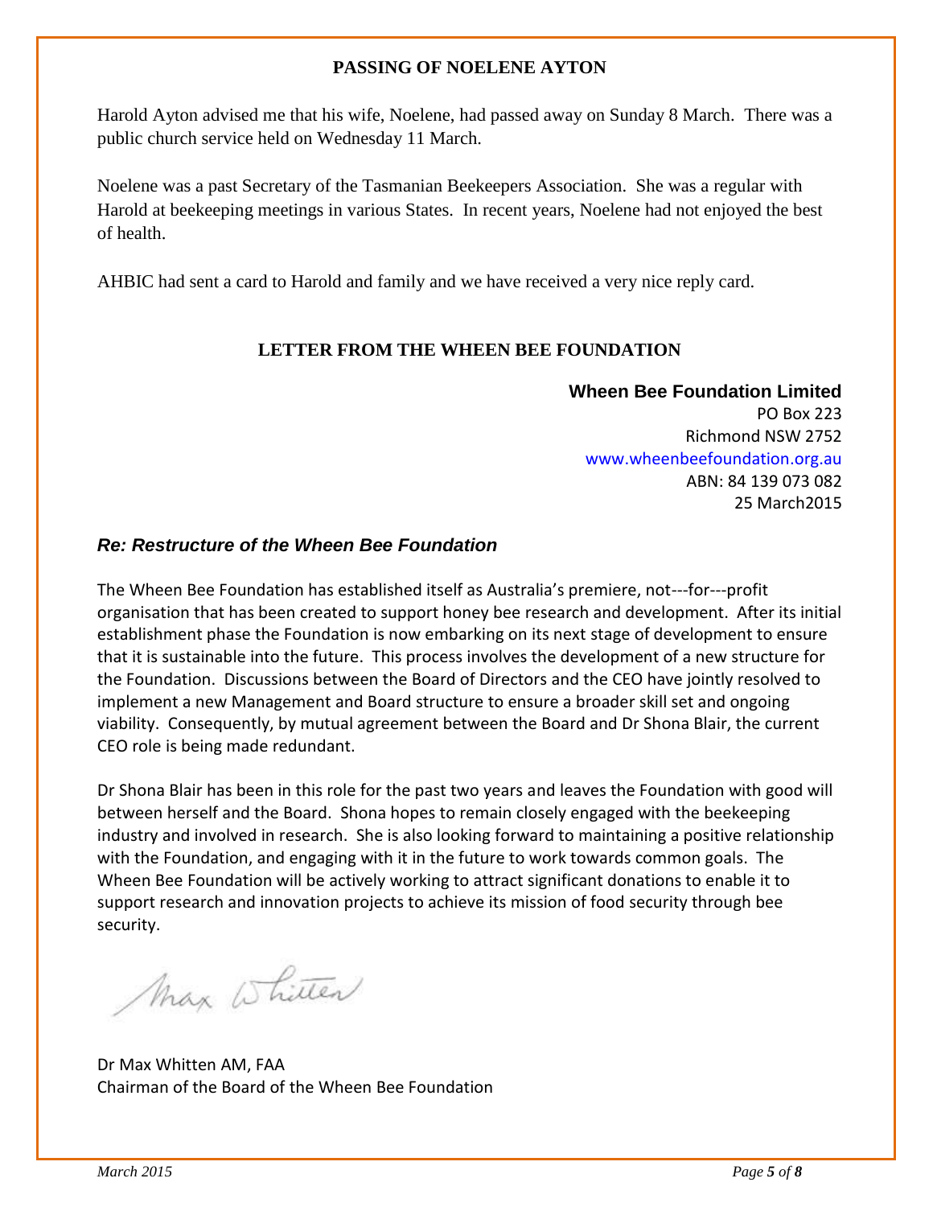## PASSING OF NOELENE AYTON

Harold Ayton advised me that his wife, Noelene, had passed away on Sunday 8 March. There was a public church service held on Wednesday 11 March.

Noelene was a past Secretary of the Tasmanian Beekeepers Association. She was a regular with Harold at beekeeping meetings in various States. In recent years, Noelene had not enjoyed the best of health.

AHBIC had sent a card to Harold and family and we have received a very nice reply card.

## LETTER FROM THE WHEEN BEE FOUNDATION

**Wheen Bee Foundation Limited**
PO Box 223
Richmond NSW 2752
www.wheenbeefoundation.org.au
ABN: 84 139 073 082
25 March2015

***Re: Restructure of the Wheen Bee Foundation***

The Wheen Bee Foundation has established itself as Australia's premiere, not---for---profit organisation that has been created to support honey bee research and development. After its initial establishment phase the Foundation is now embarking on its next stage of development to ensure that it is sustainable into the future. This process involves the development of a new structure for the Foundation. Discussions between the Board of Directors and the CEO have jointly resolved to implement a new Management and Board structure to ensure a broader skill set and ongoing viability. Consequently, by mutual agreement between the Board and Dr Shona Blair, the current CEO role is being made redundant.

Dr Shona Blair has been in this role for the past two years and leaves the Foundation with good will between herself and the Board. Shona hopes to remain closely engaged with the beekeeping industry and involved in research. She is also looking forward to maintaining a positive relationship with the Foundation, and engaging with it in the future to work towards common goals. The Wheen Bee Foundation will be actively working to attract significant donations to enable it to support research and innovation projects to achieve its mission of food security through bee security.

Max Whitten

Dr Max Whitten AM, FAA
Chairman of the Board of the Wheen Bee Foundation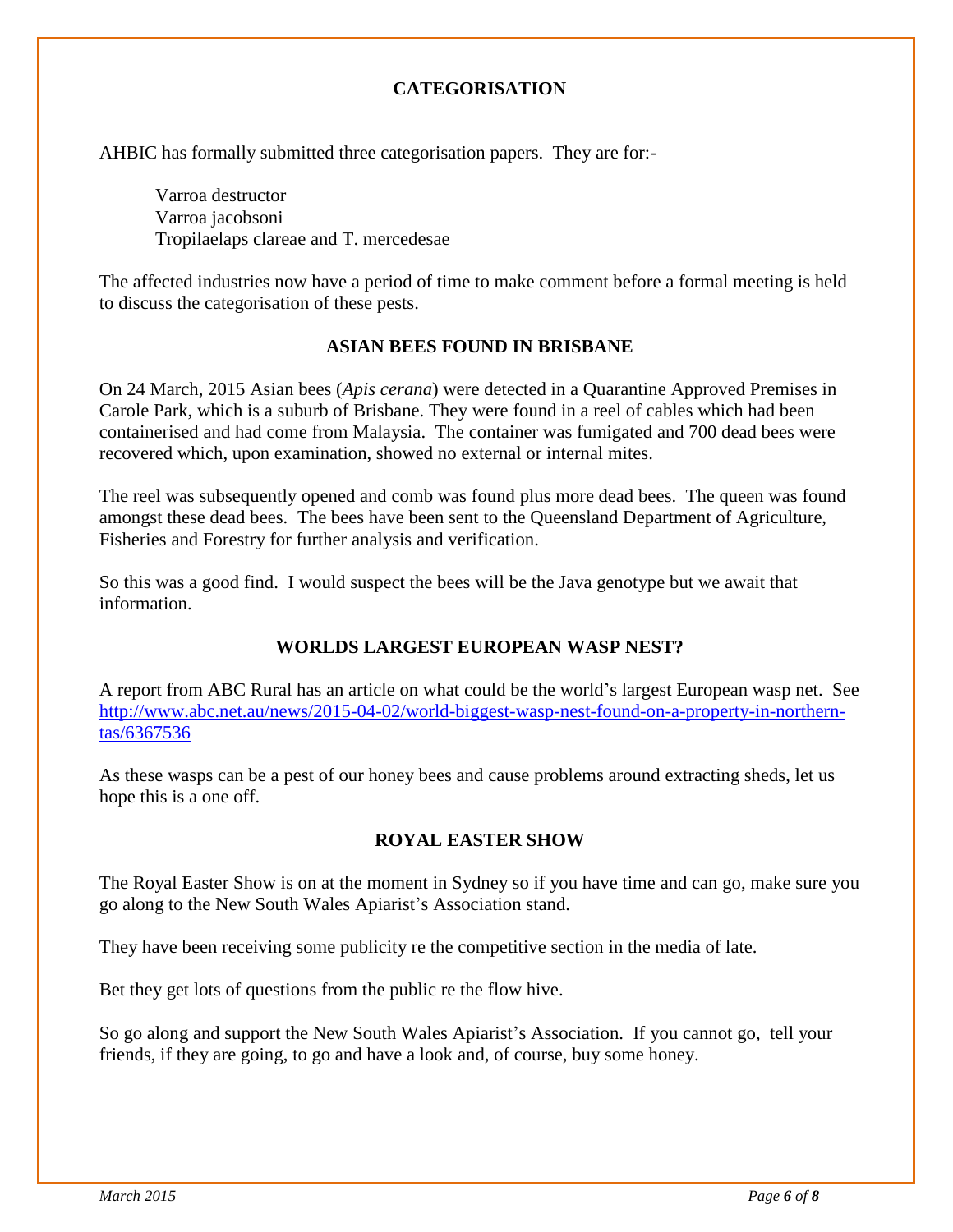## CATEGORISATION

AHBIC has formally submitted three categorisation papers. They are for:-

Varroa destructor  
Varroa jacobsoni  
Tropilaelaps clareae and T. mercedesae

The affected industries now have a period of time to make comment before a formal meeting is held to discuss the categorisation of these pests.

## ASIAN BEES FOUND IN BRISBANE

On 24 March, 2015 Asian bees (*Apis cerana*) were detected in a Quarantine Approved Premises in Carole Park, which is a suburb of Brisbane. They were found in a reel of cables which had been containerised and had come from Malaysia. The container was fumigated and 700 dead bees were recovered which, upon examination, showed no external or internal mites.

The reel was subsequently opened and comb was found plus more dead bees. The queen was found amongst these dead bees. The bees have been sent to the Queensland Department of Agriculture, Fisheries and Forestry for further analysis and verification.

So this was a good find. I would suspect the bees will be the Java genotype but we await that information.

## WORLDS LARGEST EUROPEAN WASP NEST?

A report from ABC Rural has an article on what could be the world's largest European wasp net. See [http://www.abc.net.au/news/2015-04-02/world-biggest-wasp-nest-found-on-a-property-in-northern-tas/6367536](http://www.abc.net.au/news/2015-04-02/world-biggest-wasp-nest-found-on-a-property-in-northern-tas/6367536)

As these wasps can be a pest of our honey bees and cause problems around extracting sheds, let us hope this is a one off.

## ROYAL EASTER SHOW

The Royal Easter Show is on at the moment in Sydney so if you have time and can go, make sure you go along to the New South Wales Apiarist's Association stand.

They have been receiving some publicity re the competitive section in the media of late.

Bet they get lots of questions from the public re the flow hive.

So go along and support the New South Wales Apiarist's Association. If you cannot go, tell your friends, if they are going, to go and have a look and, of course, buy some honey.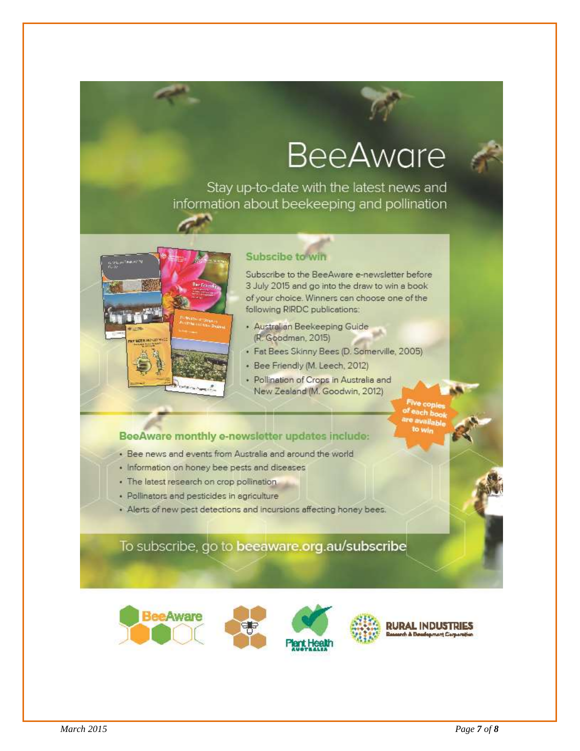# BeeAware

Stay up-to-date with the latest news and information about beekeeping and pollination

## Subscribe to win

Subscribe to the BeeAware e-newsletter before 3 July 2015 and go into the draw to win a book of your choice. Winners can choose one of the following RIRDC publications:

- Australian Beekeeping Guide (R. Goodman, 2015)
- Fat Bees Skinny Bees (D. Somerville, 2005)
- Bee Friendly (M. Leech, 2012)
- Pollination of Crops in Australia and New Zealand (M. Goodwin, 2012)

Five copies of each book are available to win

## BeeAware monthly e-newsletter updates include:

- Bee news and events from Australia and around the world
- Information on honey bee pests and diseases
- The latest research on crop pollination
- Pollinators and pesticides in agriculture
- Alerts of new pest detections and incursions affecting honey bees.

To subscribe, go to **beeaware.org.au/subscribe**

BeeAware | Plant Health Australia | Rural Industries Research & Development Corporation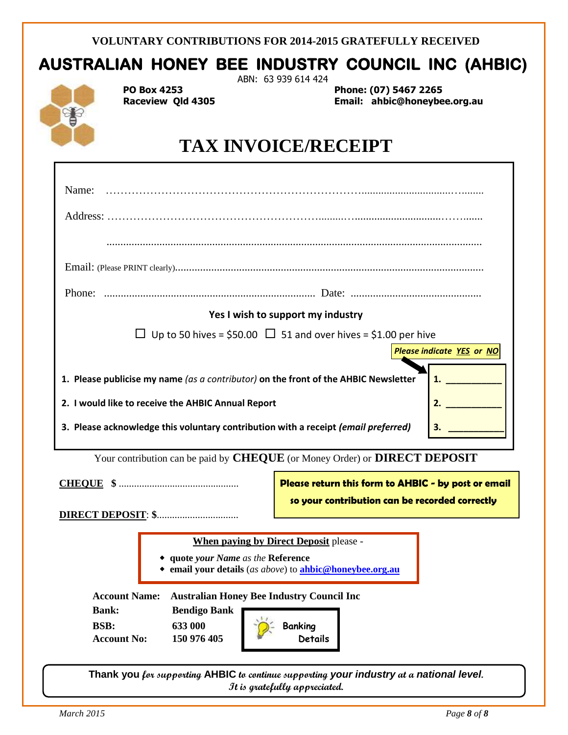**VOLUNTARY CONTRIBUTIONS FOR 2014-2015 GRATEFULLY RECEIVED**

# AUSTRALIAN HONEY BEE INDUSTRY COUNCIL INC (AHBIC)

ABN: 63 939 614 424

**PO Box 4253**
**Raceview Qld 4305**

**Phone: (07) 5467 2265**
**Email: ahbic@honeybee.org.au**

# TAX INVOICE/RECEIPT

Name: ..........................................................................................................

Address: ..........................................................................................................

..........................................................................................................

Email: (Please PRINT clearly)..........................................................................................................

Phone: .......................................................................... Date: ...............................................

**Yes I wish to support my industry**

☐ Up to 50 hives = $50.00 ☐ 51 and over hives = $1.00 per hive

***Please indicate YES or NO***

**1. Please publicise my name** *(as a contributor)* **on the front of the AHBIC Newsletter** — **1.** ___________

**2. I would like to receive the AHBIC Annual Report** — **2.** ___________

**3. Please acknowledge this voluntary contribution with a receipt** ***(email preferred)*** — **3.** ___________

Your contribution can be paid by **CHEQUE** (or Money Order) or **DIRECT DEPOSIT**

**CHEQUE $** ..............................................

**DIRECT DEPOSIT**: **$**...............................

**Please return this form to AHBIC - by post or email so your contribution can be recorded correctly**

**When paying by Direct Deposit** please -

- **quote** ***your Name*** *as the* **Reference**
- **email your details** (*as above*) to **ahbic@honeybee.org.au**

| | |
|---|---|
| **Account Name:** | **Australian Honey Bee Industry Council Inc** |
| **Bank:** | **Bendigo Bank** |
| **BSB:** | **633 000** |
| **Account No:** | **150 976 405** |

Banking Details

**Thank you** *for supporting* **AHBIC** *to continue supporting* ***your industry*** *at a* ***national level.*** *It is gratefully appreciated.*

*March 2015*